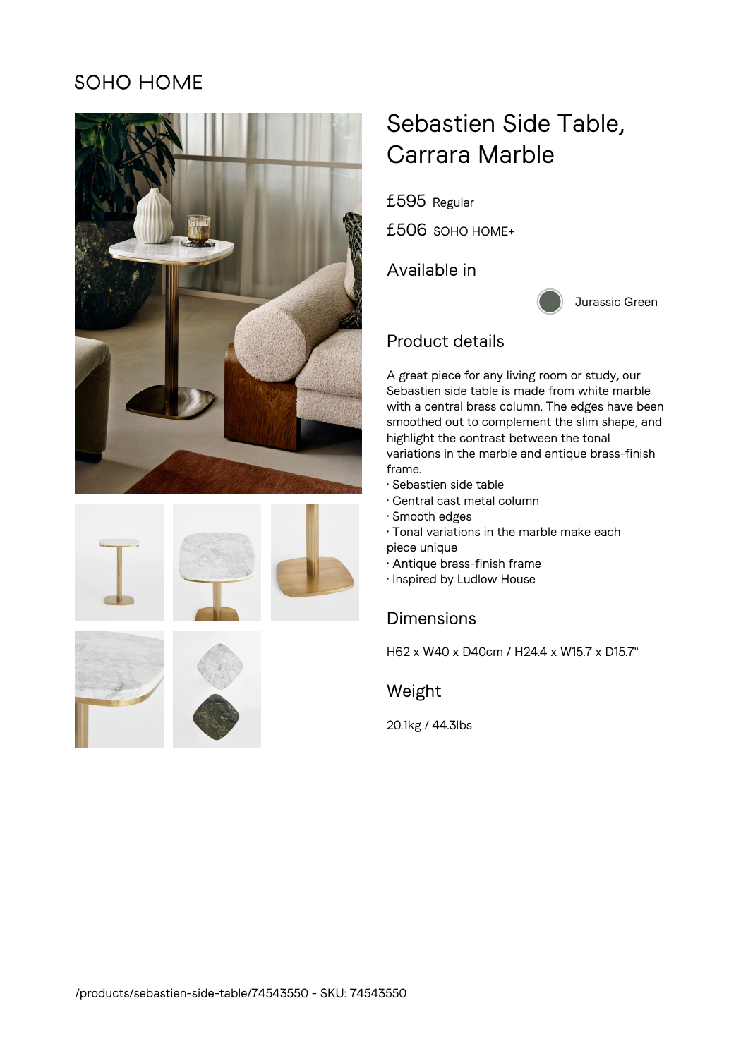SOHO HOME

# Sebastien Side Table, Carrara Marble

£595 Regular

£506 SOHO HOME+

## Available in

Jurassic Green

## Product details

A great piece for any living room or study, our Sebastien side table is made from white marble with a central brass column. The edges have been smoothed out to complement the slim shape, and highlight the contrast between the tonal variations in the marble and antique brass-finish frame.

· Sebastien side table
· Central cast metal column
· Smooth edges
· Tonal variations in the marble make each piece unique
· Antique brass-finish frame
· Inspired by Ludlow House

## Dimensions

H62 x W40 x D40cm / H24.4 x W15.7 x D15.7"

## Weight

20.1kg / 44.3lbs

/products/sebastien-side-table/74543550 - SKU: 74543550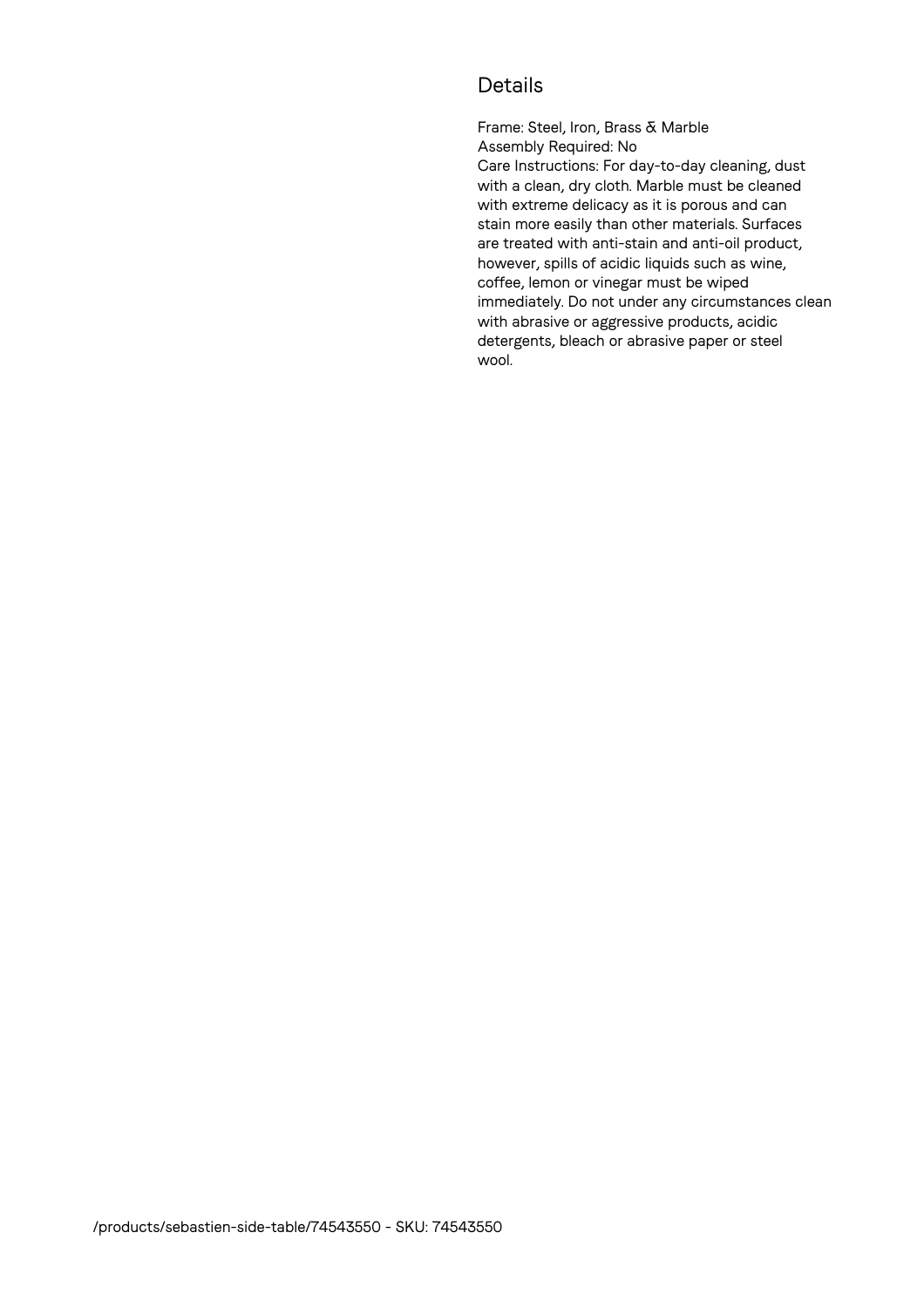## Details

Frame: Steel, Iron, Brass & Marble
Assembly Required: No
Care Instructions: For day-to-day cleaning, dust with a clean, dry cloth. Marble must be cleaned with extreme delicacy as it is porous and can stain more easily than other materials. Surfaces are treated with anti-stain and anti-oil product, however, spills of acidic liquids such as wine, coffee, lemon or vinegar must be wiped immediately. Do not under any circumstances clean with abrasive or aggressive products, acidic detergents, bleach or abrasive paper or steel wool.

/products/sebastien-side-table/74543550 - SKU: 74543550